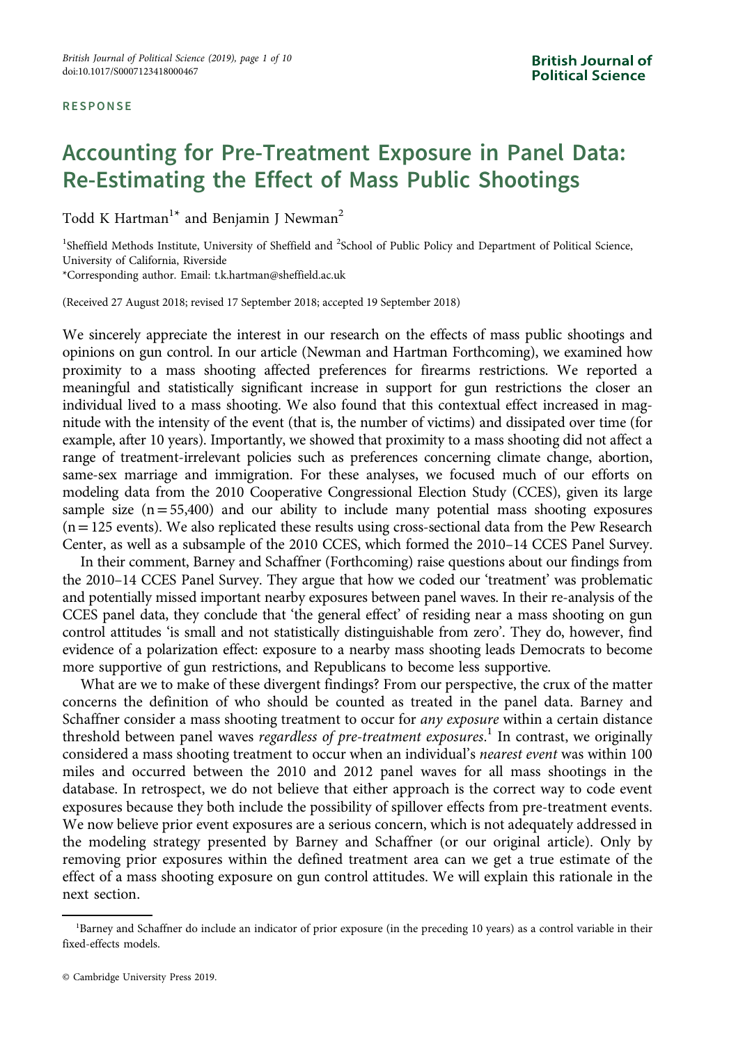RESPONSE

# Accounting for Pre-Treatment Exposure in Panel Data: Re-Estimating the Effect of Mass Public Shootings

Todd K Hartman[1]* and Benjamin J Newman[2]

[1]Sheffield Methods Institute, University of Sheffield and [2]School of Public Policy and Department of Political Science, University of California, Riverside

*Corresponding author. Email: t.k.hartman@sheffield.ac.uk

(Received 27 August 2018; revised 17 September 2018; accepted 19 September 2018)

We sincerely appreciate the interest in our research on the effects of mass public shootings and opinions on gun control. In our article (Newman and Hartman Forthcoming), we examined how proximity to a mass shooting affected preferences for firearms restrictions. We reported a meaningful and statistically significant increase in support for gun restrictions the closer an individual lived to a mass shooting. We also found that this contextual effect increased in magnitude with the intensity of the event (that is, the number of victims) and dissipated over time (for example, after 10 years). Importantly, we showed that proximity to a mass shooting did not affect a range of treatment-irrelevant policies such as preferences concerning climate change, abortion, same-sex marriage and immigration. For these analyses, we focused much of our efforts on modeling data from the 2010 Cooperative Congressional Election Study (CCES), given its large sample size (n = 55,400) and our ability to include many potential mass shooting exposures (n = 125 events). We also replicated these results using cross-sectional data from the Pew Research Center, as well as a subsample of the 2010 CCES, which formed the 2010–14 CCES Panel Survey.

In their comment, Barney and Schaffner (Forthcoming) raise questions about our findings from the 2010–14 CCES Panel Survey. They argue that how we coded our 'treatment' was problematic and potentially missed important nearby exposures between panel waves. In their re-analysis of the CCES panel data, they conclude that 'the general effect' of residing near a mass shooting on gun control attitudes 'is small and not statistically distinguishable from zero'. They do, however, find evidence of a polarization effect: exposure to a nearby mass shooting leads Democrats to become more supportive of gun restrictions, and Republicans to become less supportive.

What are we to make of these divergent findings? From our perspective, the crux of the matter concerns the definition of who should be counted as treated in the panel data. Barney and Schaffner consider a mass shooting treatment to occur for *any exposure* within a certain distance threshold between panel waves *regardless of pre-treatment exposures*.[1] In contrast, we originally considered a mass shooting treatment to occur when an individual's *nearest event* was within 100 miles and occurred between the 2010 and 2012 panel waves for all mass shootings in the database. In retrospect, we do not believe that either approach is the correct way to code event exposures because they both include the possibility of spillover effects from pre-treatment events. We now believe prior event exposures are a serious concern, which is not adequately addressed in the modeling strategy presented by Barney and Schaffner (or our original article). Only by removing prior exposures within the defined treatment area can we get a true estimate of the effect of a mass shooting exposure on gun control attitudes. We will explain this rationale in the next section.

[1]Barney and Schaffner do include an indicator of prior exposure (in the preceding 10 years) as a control variable in their fixed-effects models.

© Cambridge University Press 2019.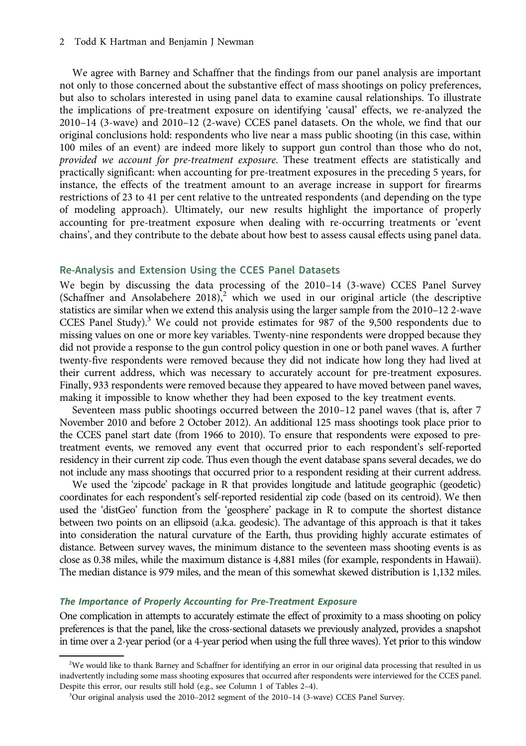We agree with Barney and Schaffner that the findings from our panel analysis are important not only to those concerned about the substantive effect of mass shootings on policy preferences, but also to scholars interested in using panel data to examine causal relationships. To illustrate the implications of pre-treatment exposure on identifying 'causal' effects, we re-analyzed the 2010–14 (3-wave) and 2010–12 (2-wave) CCES panel datasets. On the whole, we find that our original conclusions hold: respondents who live near a mass public shooting (in this case, within 100 miles of an event) are indeed more likely to support gun control than those who do not, *provided we account for pre-treatment exposure*. These treatment effects are statistically and practically significant: when accounting for pre-treatment exposures in the preceding 5 years, for instance, the effects of the treatment amount to an average increase in support for firearms restrictions of 23 to 41 per cent relative to the untreated respondents (and depending on the type of modeling approach). Ultimately, our new results highlight the importance of properly accounting for pre-treatment exposure when dealing with re-occurring treatments or 'event chains', and they contribute to the debate about how best to assess causal effects using panel data.

## Re-Analysis and Extension Using the CCES Panel Datasets

We begin by discussing the data processing of the 2010–14 (3-wave) CCES Panel Survey (Schaffner and Ansolabehere 2018),[2] which we used in our original article (the descriptive statistics are similar when we extend this analysis using the larger sample from the 2010–12 2-wave CCES Panel Study).[3] We could not provide estimates for 987 of the 9,500 respondents due to missing values on one or more key variables. Twenty-nine respondents were dropped because they did not provide a response to the gun control policy question in one or both panel waves. A further twenty-five respondents were removed because they did not indicate how long they had lived at their current address, which was necessary to accurately account for pre-treatment exposures. Finally, 933 respondents were removed because they appeared to have moved between panel waves, making it impossible to know whether they had been exposed to the key treatment events.

Seventeen mass public shootings occurred between the 2010–12 panel waves (that is, after 7 November 2010 and before 2 October 2012). An additional 125 mass shootings took place prior to the CCES panel start date (from 1966 to 2010). To ensure that respondents were exposed to pre-treatment events, we removed any event that occurred prior to each respondent's self-reported residency in their current zip code. Thus even though the event database spans several decades, we do not include any mass shootings that occurred prior to a respondent residing at their current address.

We used the 'zipcode' package in R that provides longitude and latitude geographic (geodetic) coordinates for each respondent's self-reported residential zip code (based on its centroid). We then used the 'distGeo' function from the 'geosphere' package in R to compute the shortest distance between two points on an ellipsoid (a.k.a. geodesic). The advantage of this approach is that it takes into consideration the natural curvature of the Earth, thus providing highly accurate estimates of distance. Between survey waves, the minimum distance to the seventeen mass shooting events is as close as 0.38 miles, while the maximum distance is 4,881 miles (for example, respondents in Hawaii). The median distance is 979 miles, and the mean of this somewhat skewed distribution is 1,132 miles.

### *The Importance of Properly Accounting for Pre-Treatment Exposure*

One complication in attempts to accurately estimate the effect of proximity to a mass shooting on policy preferences is that the panel, like the cross-sectional datasets we previously analyzed, provides a snapshot in time over a 2-year period (or a 4-year period when using the full three waves). Yet prior to this window

[2] We would like to thank Barney and Schaffner for identifying an error in our original data processing that resulted in us inadvertently including some mass shooting exposures that occurred after respondents were interviewed for the CCES panel. Despite this error, our results still hold (e.g., see Column 1 of Tables 2–4).

[3] Our original analysis used the 2010–2012 segment of the 2010–14 (3-wave) CCES Panel Survey.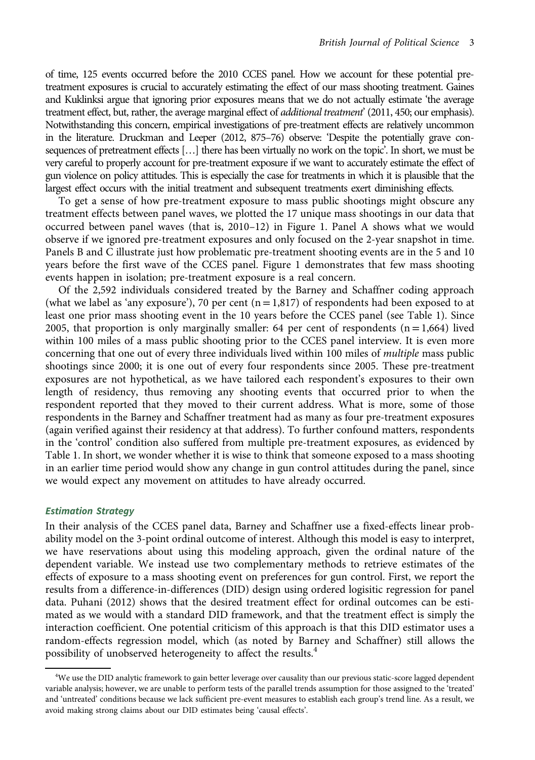of time, 125 events occurred before the 2010 CCES panel. How we account for these potential pre-treatment exposures is crucial to accurately estimating the effect of our mass shooting treatment. Gaines and Kuklinksi argue that ignoring prior exposures means that we do not actually estimate 'the average treatment effect, but, rather, the average marginal effect of *additional treatment*' (2011, 450; our emphasis). Notwithstanding this concern, empirical investigations of pre-treatment effects are relatively uncommon in the literature. Druckman and Leeper (2012, 875–76) observe: 'Despite the potentially grave consequences of pretreatment effects […] there has been virtually no work on the topic'. In short, we must be very careful to properly account for pre-treatment exposure if we want to accurately estimate the effect of gun violence on policy attitudes. This is especially the case for treatments in which it is plausible that the largest effect occurs with the initial treatment and subsequent treatments exert diminishing effects.

To get a sense of how pre-treatment exposure to mass public shootings might obscure any treatment effects between panel waves, we plotted the 17 unique mass shootings in our data that occurred between panel waves (that is, 2010–12) in Figure 1. Panel A shows what we would observe if we ignored pre-treatment exposures and only focused on the 2-year snapshot in time. Panels B and C illustrate just how problematic pre-treatment shooting events are in the 5 and 10 years before the first wave of the CCES panel. Figure 1 demonstrates that few mass shooting events happen in isolation; pre-treatment exposure is a real concern.

Of the 2,592 individuals considered treated by the Barney and Schaffner coding approach (what we label as 'any exposure'), 70 per cent ($n = 1,817$) of respondents had been exposed to at least one prior mass shooting event in the 10 years before the CCES panel (see Table 1). Since 2005, that proportion is only marginally smaller: 64 per cent of respondents ($n = 1,664$) lived within 100 miles of a mass public shooting prior to the CCES panel interview. It is even more concerning that one out of every three individuals lived within 100 miles of *multiple* mass public shootings since 2000; it is one out of every four respondents since 2005. These pre-treatment exposures are not hypothetical, as we have tailored each respondent's exposures to their own length of residency, thus removing any shooting events that occurred prior to when the respondent reported that they moved to their current address. What is more, some of those respondents in the Barney and Schaffner treatment had as many as four pre-treatment exposures (again verified against their residency at that address). To further confound matters, respondents in the 'control' condition also suffered from multiple pre-treatment exposures, as evidenced by Table 1. In short, we wonder whether it is wise to think that someone exposed to a mass shooting in an earlier time period would show any change in gun control attitudes during the panel, since we would expect any movement on attitudes to have already occurred.

### Estimation Strategy

In their analysis of the CCES panel data, Barney and Schaffner use a fixed-effects linear probability model on the 3-point ordinal outcome of interest. Although this model is easy to interpret, we have reservations about using this modeling approach, given the ordinal nature of the dependent variable. We instead use two complementary methods to retrieve estimates of the effects of exposure to a mass shooting event on preferences for gun control. First, we report the results from a difference-in-differences (DID) design using ordered logisitic regression for panel data. Puhani (2012) shows that the desired treatment effect for ordinal outcomes can be estimated as we would with a standard DID framework, and that the treatment effect is simply the interaction coefficient. One potential criticism of this approach is that this DID estimator uses a random-effects regression model, which (as noted by Barney and Schaffner) still allows the possibility of unobserved heterogeneity to affect the results.[4]

[4]We use the DID analytic framework to gain better leverage over causality than our previous static-score lagged dependent variable analysis; however, we are unable to perform tests of the parallel trends assumption for those assigned to the 'treated' and 'untreated' conditions because we lack sufficient pre-event measures to establish each group's trend line. As a result, we avoid making strong claims about our DID estimates being 'causal effects'.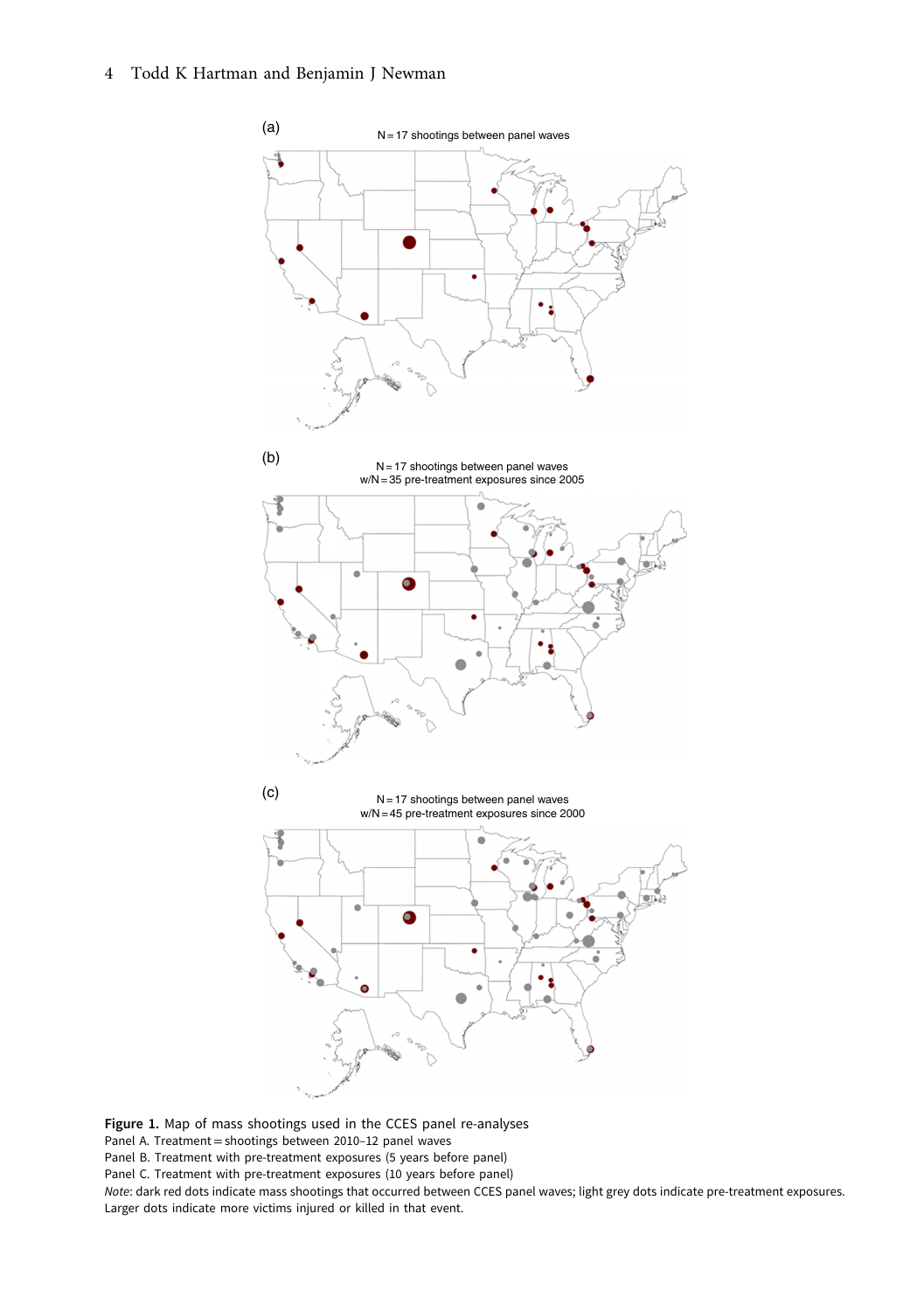**Figure 1.** Map of mass shootings used in the CCES panel re-analyses

Panel A. Treatment = shootings between 2010–12 panel waves

Panel B. Treatment with pre-treatment exposures (5 years before panel)

Panel C. Treatment with pre-treatment exposures (10 years before panel)

*Note*: dark red dots indicate mass shootings that occurred between CCES panel waves; light grey dots indicate pre-treatment exposures. Larger dots indicate more victims injured or killed in that event.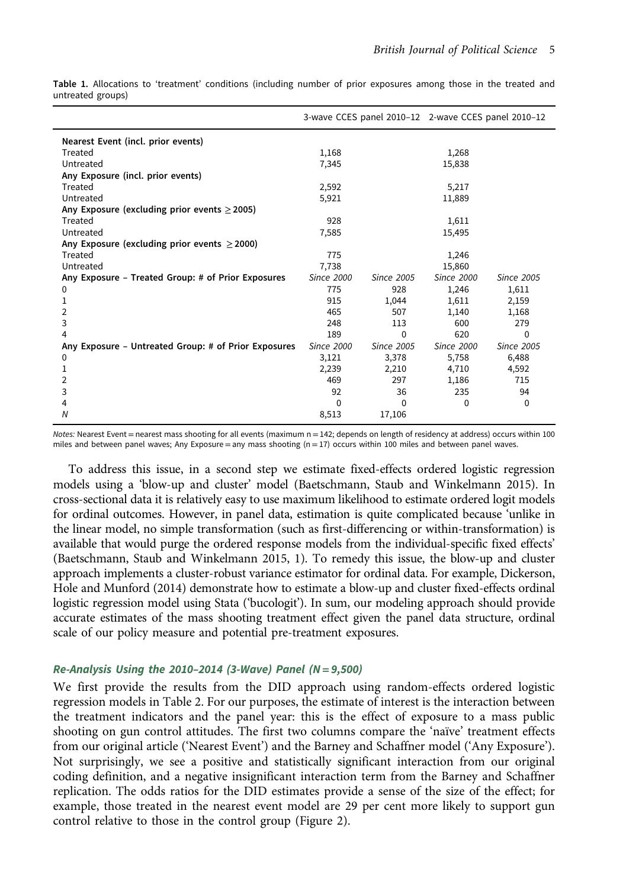**Table 1.** Allocations to 'treatment' conditions (including number of prior exposures among those in the treated and untreated groups)

| | 3-wave CCES panel 2010–12 | | 2-wave CCES panel 2010–12 | |
|---|---|---|---|---|
| **Nearest Event (incl. prior events)** | | | | |
| Treated | 1,168 | | 1,268 | |
| Untreated | 7,345 | | 15,838 | |
| **Any Exposure (incl. prior events)** | | | | |
| Treated | 2,592 | | 5,217 | |
| Untreated | 5,921 | | 11,889 | |
| **Any Exposure (excluding prior events ≥ 2005)** | | | | |
| Treated | 928 | | 1,611 | |
| Untreated | 7,585 | | 15,495 | |
| **Any Exposure (excluding prior events ≥ 2000)** | | | | |
| Treated | 775 | | 1,246 | |
| Untreated | 7,738 | | 15,860 | |
| **Any Exposure – Treated Group: # of Prior Exposures** | *Since 2000* | *Since 2005* | *Since 2000* | *Since 2005* |
| 0 | 775 | 928 | 1,246 | 1,611 |
| 1 | 915 | 1,044 | 1,611 | 2,159 |
| 2 | 465 | 507 | 1,140 | 1,168 |
| 3 | 248 | 113 | 600 | 279 |
| 4 | 189 | 0 | 620 | 0 |
| **Any Exposure – Untreated Group: # of Prior Exposures** | *Since 2000* | *Since 2005* | *Since 2000* | *Since 2005* |
| 0 | 3,121 | 3,378 | 5,758 | 6,488 |
| 1 | 2,239 | 2,210 | 4,710 | 4,592 |
| 2 | 469 | 297 | 1,186 | 715 |
| 3 | 92 | 36 | 235 | 94 |
| 4 | 0 | 0 | 0 | 0 |
| *N* | 8,513 | 17,106 | | |

*Notes:* Nearest Event = nearest mass shooting for all events (maximum n = 142; depends on length of residency at address) occurs within 100 miles and between panel waves; Any Exposure = any mass shooting (n = 17) occurs within 100 miles and between panel waves.

To address this issue, in a second step we estimate fixed-effects ordered logistic regression models using a 'blow-up and cluster' model (Baetschmann, Staub and Winkelmann 2015). In cross-sectional data it is relatively easy to use maximum likelihood to estimate ordered logit models for ordinal outcomes. However, in panel data, estimation is quite complicated because 'unlike in the linear model, no simple transformation (such as first-differencing or within-transformation) is available that would purge the ordered response models from the individual-specific fixed effects' (Baetschmann, Staub and Winkelmann 2015, 1). To remedy this issue, the blow-up and cluster approach implements a cluster-robust variance estimator for ordinal data. For example, Dickerson, Hole and Munford (2014) demonstrate how to estimate a blow-up and cluster fixed-effects ordinal logistic regression model using Stata ('bucologit'). In sum, our modeling approach should provide accurate estimates of the mass shooting treatment effect given the panel data structure, ordinal scale of our policy measure and potential pre-treatment exposures.

### *Re-Analysis Using the 2010–2014 (3-Wave) Panel (N = 9,500)*

We first provide the results from the DID approach using random-effects ordered logistic regression models in Table 2. For our purposes, the estimate of interest is the interaction between the treatment indicators and the panel year: this is the effect of exposure to a mass public shooting on gun control attitudes. The first two columns compare the 'naïve' treatment effects from our original article ('Nearest Event') and the Barney and Schaffner model ('Any Exposure'). Not surprisingly, we see a positive and statistically significant interaction from our original coding definition, and a negative insignificant interaction term from the Barney and Schaffner replication. The odds ratios for the DID estimates provide a sense of the size of the effect; for example, those treated in the nearest event model are 29 per cent more likely to support gun control relative to those in the control group (Figure 2).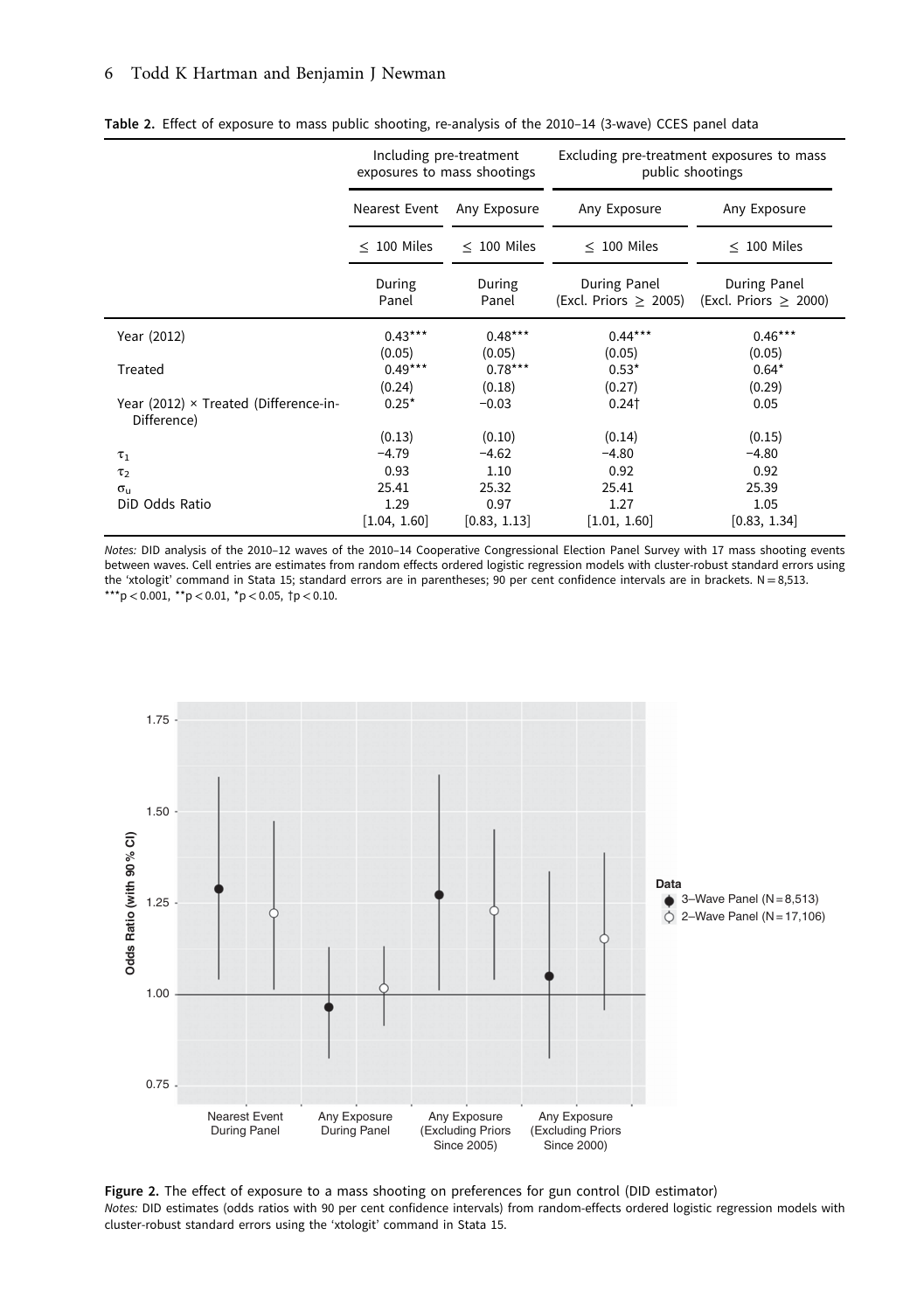**Table 2.** Effect of exposure to mass public shooting, re-analysis of the 2010–14 (3-wave) CCES panel data

| | Including pre-treatment exposures to mass shootings | | Excluding pre-treatment exposures to mass public shootings | |
|---|---|---|---|---|
| | Nearest Event | Any Exposure | Any Exposure | Any Exposure |
| | ≤ 100 Miles | ≤ 100 Miles | ≤ 100 Miles | ≤ 100 Miles |
| | During Panel | During Panel | During Panel (Excl. Priors ≥ 2005) | During Panel (Excl. Priors ≥ 2000) |
| Year (2012) | 0.43*** | 0.48*** | 0.44*** | 0.46*** |
| | (0.05) | (0.05) | (0.05) | (0.05) |
| Treated | 0.49*** | 0.78*** | 0.53* | 0.64* |
| | (0.24) | (0.18) | (0.27) | (0.29) |
| Year (2012) × Treated (Difference-in-Difference) | 0.25* | −0.03 | 0.24† | 0.05 |
| | (0.13) | (0.10) | (0.14) | (0.15) |
| $\tau_1$ | −4.79 | −4.62 | −4.80 | −4.80 |
| $\tau_2$ | 0.93 | 1.10 | 0.92 | 0.92 |
| $\sigma_u$ | 25.41 | 25.32 | 25.41 | 25.39 |
| DiD Odds Ratio | 1.29 | 0.97 | 1.27 | 1.05 |
| | [1.04, 1.60] | [0.83, 1.13] | [1.01, 1.60] | [0.83, 1.34] |

*Notes:* DID analysis of the 2010–12 waves of the 2010–14 Cooperative Congressional Election Panel Survey with 17 mass shooting events between waves. Cell entries are estimates from random effects ordered logistic regression models with cluster-robust standard errors using the 'xtologit' command in Stata 15; standard errors are in parentheses; 90 per cent confidence intervals are in brackets. N = 8,513.
***p < 0.001, **p < 0.01, *p < 0.05, †p < 0.10.

**Figure 2.** The effect of exposure to a mass shooting on preferences for gun control (DID estimator)
*Notes:* DID estimates (odds ratios with 90 per cent confidence intervals) from random-effects ordered logistic regression models with cluster-robust standard errors using the 'xtologit' command in Stata 15.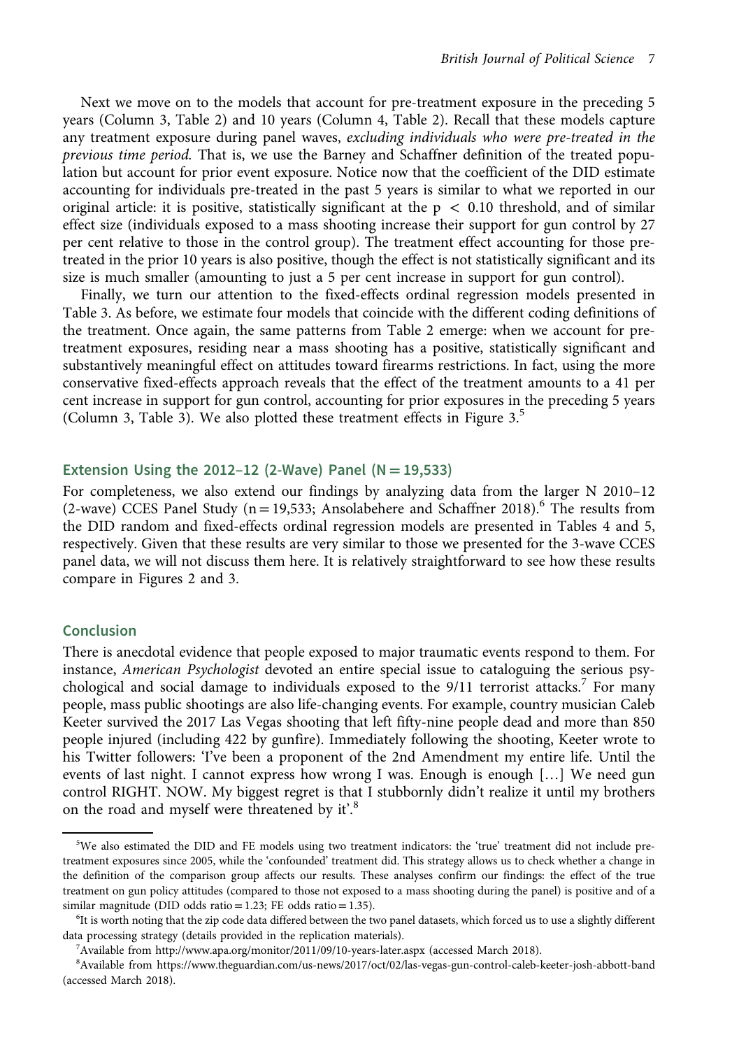Next we move on to the models that account for pre-treatment exposure in the preceding 5 years (Column 3, Table 2) and 10 years (Column 4, Table 2). Recall that these models capture any treatment exposure during panel waves, *excluding individuals who were pre-treated in the previous time period.* That is, we use the Barney and Schaffner definition of the treated population but account for prior event exposure. Notice now that the coefficient of the DID estimate accounting for individuals pre-treated in the past 5 years is similar to what we reported in our original article: it is positive, statistically significant at the $p < 0.10$ threshold, and of similar effect size (individuals exposed to a mass shooting increase their support for gun control by 27 per cent relative to those in the control group). The treatment effect accounting for those pre-treated in the prior 10 years is also positive, though the effect is not statistically significant and its size is much smaller (amounting to just a 5 per cent increase in support for gun control).

Finally, we turn our attention to the fixed-effects ordinal regression models presented in Table 3. As before, we estimate four models that coincide with the different coding definitions of the treatment. Once again, the same patterns from Table 2 emerge: when we account for pre-treatment exposures, residing near a mass shooting has a positive, statistically significant and substantively meaningful effect on attitudes toward firearms restrictions. In fact, using the more conservative fixed-effects approach reveals that the effect of the treatment amounts to a 41 per cent increase in support for gun control, accounting for prior exposures in the preceding 5 years (Column 3, Table 3). We also plotted these treatment effects in Figure 3.[5]

## Extension Using the 2012–12 (2-Wave) Panel (N = 19,533)

For completeness, we also extend our findings by analyzing data from the larger N 2010–12 (2-wave) CCES Panel Study (n = 19,533; Ansolabehere and Schaffner 2018).[6] The results from the DID random and fixed-effects ordinal regression models are presented in Tables 4 and 5, respectively. Given that these results are very similar to those we presented for the 3-wave CCES panel data, we will not discuss them here. It is relatively straightforward to see how these results compare in Figures 2 and 3.

## Conclusion

There is anecdotal evidence that people exposed to major traumatic events respond to them. For instance, *American Psychologist* devoted an entire special issue to cataloguing the serious psychological and social damage to individuals exposed to the 9/11 terrorist attacks.[7] For many people, mass public shootings are also life-changing events. For example, country musician Caleb Keeter survived the 2017 Las Vegas shooting that left fifty-nine people dead and more than 850 people injured (including 422 by gunfire). Immediately following the shooting, Keeter wrote to his Twitter followers: 'I've been a proponent of the 2nd Amendment my entire life. Until the events of last night. I cannot express how wrong I was. Enough is enough […] We need gun control RIGHT. NOW. My biggest regret is that I stubbornly didn't realize it until my brothers on the road and myself were threatened by it'.[8]

---

[5]We also estimated the DID and FE models using two treatment indicators: the 'true' treatment did not include pre-treatment exposures since 2005, while the 'confounded' treatment did. This strategy allows us to check whether a change in the definition of the comparison group affects our results. These analyses confirm our findings: the effect of the true treatment on gun policy attitudes (compared to those not exposed to a mass shooting during the panel) is positive and of a similar magnitude (DID odds ratio = 1.23; FE odds ratio = 1.35).

[6]It is worth noting that the zip code data differed between the two panel datasets, which forced us to use a slightly different data processing strategy (details provided in the replication materials).

[7]Available from http://www.apa.org/monitor/2011/09/10-years-later.aspx (accessed March 2018).

[8]Available from https://www.theguardian.com/us-news/2017/oct/02/las-vegas-gun-control-caleb-keeter-josh-abbott-band (accessed March 2018).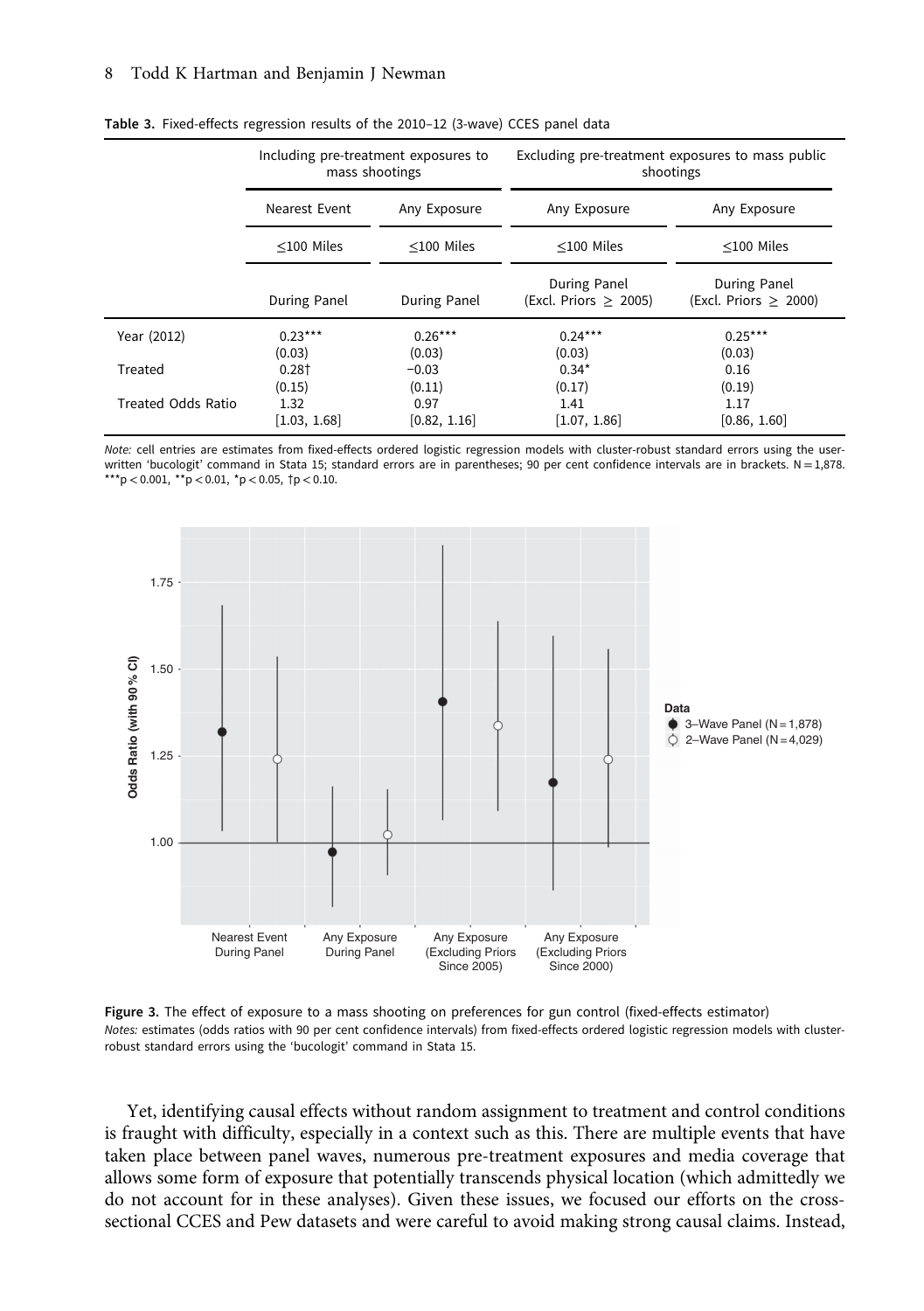**Table 3.** Fixed-effects regression results of the 2010–12 (3-wave) CCES panel data

| | Including pre-treatment exposures to mass shootings | | Excluding pre-treatment exposures to mass public shootings | |
|---|---|---|---|---|
| | Nearest Event | Any Exposure | Any Exposure | Any Exposure |
| | ≤100 Miles | ≤100 Miles | ≤100 Miles | ≤100 Miles |
| | During Panel | During Panel | During Panel (Excl. Priors ≥ 2005) | During Panel (Excl. Priors ≥ 2000) |
| Year (2012) | 0.23*** | 0.26*** | 0.24*** | 0.25*** |
| | (0.03) | (0.03) | (0.03) | (0.03) |
| Treated | 0.28† | −0.03 | 0.34* | 0.16 |
| | (0.15) | (0.11) | (0.17) | (0.19) |
| Treated Odds Ratio | 1.32 | 0.97 | 1.41 | 1.17 |
| | [1.03, 1.68] | [0.82, 1.16] | [1.07, 1.86] | [0.86, 1.60] |

*Note:* cell entries are estimates from fixed-effects ordered logistic regression models with cluster-robust standard errors using the user-written 'bucologit' command in Stata 15; standard errors are in parentheses; 90 per cent confidence intervals are in brackets. N = 1,878. ***p < 0.001, **p < 0.01, *p < 0.05, †p < 0.10.

**Figure 3.** The effect of exposure to a mass shooting on preferences for gun control (fixed-effects estimator)
*Notes:* estimates (odds ratios with 90 per cent confidence intervals) from fixed-effects ordered logistic regression models with cluster-robust standard errors using the 'bucologit' command in Stata 15.

Yet, identifying causal effects without random assignment to treatment and control conditions is fraught with difficulty, especially in a context such as this. There are multiple events that have taken place between panel waves, numerous pre-treatment exposures and media coverage that allows some form of exposure that potentially transcends physical location (which admittedly we do not account for in these analyses). Given these issues, we focused our efforts on the cross-sectional CCES and Pew datasets and were careful to avoid making strong causal claims. Instead,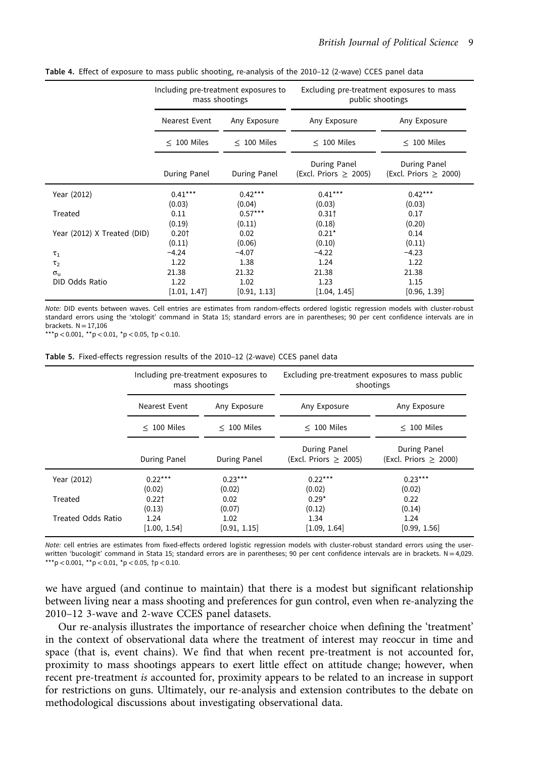**Table 4.** Effect of exposure to mass public shooting, re-analysis of the 2010–12 (2-wave) CCES panel data

| | Including pre-treatment exposures to mass shootings | | Excluding pre-treatment exposures to mass public shootings | |
|---|---|---|---|---|
| | Nearest Event | Any Exposure | Any Exposure | Any Exposure |
| | ≤ 100 Miles | ≤ 100 Miles | ≤ 100 Miles | ≤ 100 Miles |
| | During Panel | During Panel | During Panel (Excl. Priors ≥ 2005) | During Panel (Excl. Priors ≥ 2000) |
| Year (2012) | 0.41*** | 0.42*** | 0.41*** | 0.42*** |
| | (0.03) | (0.04) | (0.03) | (0.03) |
| Treated | 0.11 | 0.57*** | 0.31† | 0.17 |
| | (0.19) | (0.11) | (0.18) | (0.20) |
| Year (2012) X Treated (DID) | 0.20† | 0.02 | 0.21* | 0.14 |
| | (0.11) | (0.06) | (0.10) | (0.11) |
| $\tau_1$ | −4.24 | −4.07 | −4.22 | −4.23 |
| $\tau_2$ | 1.22 | 1.38 | 1.24 | 1.22 |
| $\sigma_u$ | 21.38 | 21.32 | 21.38 | 21.38 |
| DID Odds Ratio | 1.22 | 1.02 | 1.23 | 1.15 |
| | [1.01, 1.47] | [0.91, 1.13] | [1.04, 1.45] | [0.96, 1.39] |

*Note:* DID events between waves. Cell entries are estimates from random-effects ordered logistic regression models with cluster-robust standard errors using the 'xtologit' command in Stata 15; standard errors are in parentheses; 90 per cent confidence intervals are in brackets. N = 17,106

***p < 0.001, **p < 0.01, *p < 0.05, †p < 0.10.

**Table 5.** Fixed-effects regression results of the 2010–12 (2-wave) CCES panel data

| | Including pre-treatment exposures to mass shootings | | Excluding pre-treatment exposures to mass public shootings | |
|---|---|---|---|---|
| | Nearest Event | Any Exposure | Any Exposure | Any Exposure |
| | ≤ 100 Miles | ≤ 100 Miles | ≤ 100 Miles | ≤ 100 Miles |
| | During Panel | During Panel | During Panel (Excl. Priors ≥ 2005) | During Panel (Excl. Priors ≥ 2000) |
| Year (2012) | 0.22*** | 0.23*** | 0.22*** | 0.23*** |
| | (0.02) | (0.02) | (0.02) | (0.02) |
| Treated | 0.22† | 0.02 | 0.29* | 0.22 |
| | (0.13) | (0.07) | (0.12) | (0.14) |
| Treated Odds Ratio | 1.24 | 1.02 | 1.34 | 1.24 |
| | [1.00, 1.54] | [0.91, 1.15] | [1.09, 1.64] | [0.99, 1.56] |

*Note:* cell entries are estimates from fixed-effects ordered logistic regression models with cluster-robust standard errors using the user-written 'bucologit' command in Stata 15; standard errors are in parentheses; 90 per cent confidence intervals are in brackets. N = 4,029.
***p < 0.001, **p < 0.01, *p < 0.05, †p < 0.10.

we have argued (and continue to maintain) that there is a modest but significant relationship between living near a mass shooting and preferences for gun control, even when re-analyzing the 2010–12 3-wave and 2-wave CCES panel datasets.

Our re-analysis illustrates the importance of researcher choice when defining the 'treatment' in the context of observational data where the treatment of interest may reoccur in time and space (that is, event chains). We find that when recent pre-treatment is not accounted for, proximity to mass shootings appears to exert little effect on attitude change; however, when recent pre-treatment *is* accounted for, proximity appears to be related to an increase in support for restrictions on guns. Ultimately, our re-analysis and extension contributes to the debate on methodological discussions about investigating observational data.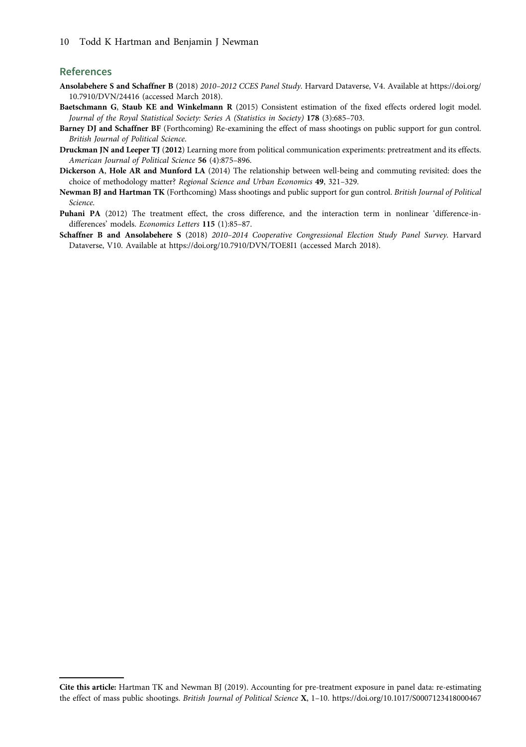## References

**Ansolabehere S and Schaffner B** (2018) *2010–2012 CCES Panel Study*. Harvard Dataverse, V4. Available at https://doi.org/10.7910/DVN/24416 (accessed March 2018).

**Baetschmann G**, **Staub KE and Winkelmann R** (2015) Consistent estimation of the fixed effects ordered logit model. *Journal of the Royal Statistical Society: Series A (Statistics in Society)* **178** (3):685–703.

**Barney DJ and Schaffner BF** (Forthcoming) Re-examining the effect of mass shootings on public support for gun control. *British Journal of Political Science*.

**Druckman JN and Leeper TJ** (**2012**) Learning more from political communication experiments: pretreatment and its effects. *American Journal of Political Science* **56** (4):875–896.

**Dickerson A**, **Hole AR and Munford LA** (2014) The relationship between well-being and commuting revisited: does the choice of methodology matter? *Regional Science and Urban Economics* **49**, 321–329.

**Newman BJ and Hartman TK** (Forthcoming) Mass shootings and public support for gun control. *British Journal of Political Science*.

**Puhani PA** (2012) The treatment effect, the cross difference, and the interaction term in nonlinear 'difference-in-differences' models. *Economics Letters* **115** (1):85–87.

**Schaffner B and Ansolabehere S** (2018) *2010–2014 Cooperative Congressional Election Study Panel Survey*. Harvard Dataverse, V10. Available at https://doi.org/10.7910/DVN/TOE8I1 (accessed March 2018).

---

**Cite this article:** Hartman TK and Newman BJ (2019). Accounting for pre-treatment exposure in panel data: re-estimating the effect of mass public shootings. *British Journal of Political Science* **X**, 1–10. https://doi.org/10.1017/S0007123418000467